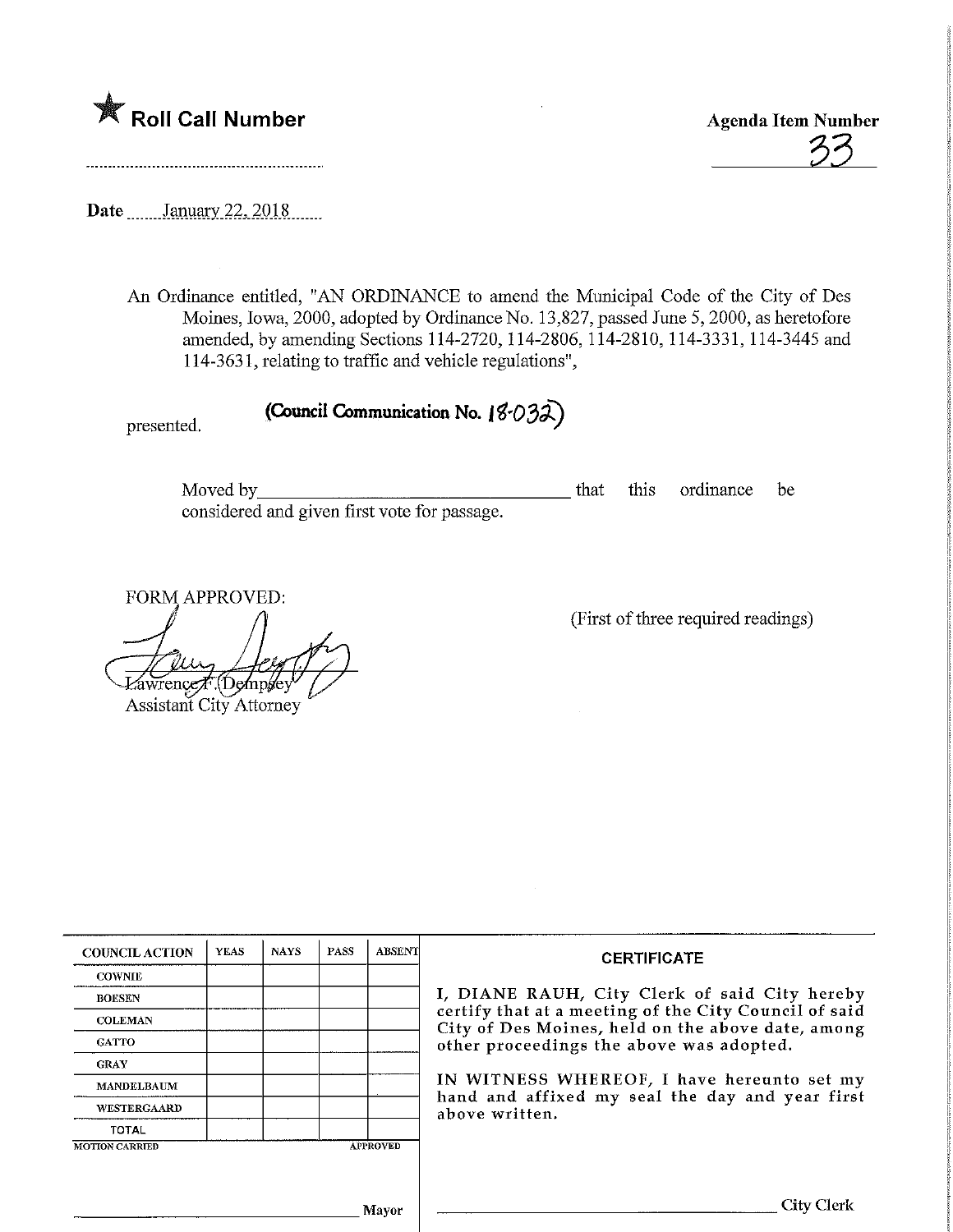★ **Roll Call Number**

**Agenda Item Number**

33

Date January 22, 2018

An Ordinance entitled, "AN ORDINANCE to amend the Municipal Code of the City of Des Moines, Iowa, 2000, adopted by Ordinance No. 13,827, passed June 5, 2000, as heretofore amended, by amending Sections 114-2720, 114-2806, 114-2810, 114-3331, 114-3445 and 114-3631, relating to traffic and vehicle regulations",

presented.

**(Council Communication No. 18-032)**

Moved by _________________________ that this ordinance be considered and given first vote for passage.

FORM APPROVED:

Lawrence F. Dempsey
Assistant City Attorney

(First of three required readings)

| COUNCIL ACTION | YEAS | NAYS | PASS | ABSENT |
|---|---|---|---|---|
| COWNIE | | | | |
| BOESEN | | | | |
| COLEMAN | | | | |
| GATTO | | | | |
| GRAY | | | | |
| MANDELBAUM | | | | |
| WESTERGAARD | | | | |
| TOTAL | | | | |
| MOTION CARRIED | | | | APPROVED |

_________________________ Mayor

**CERTIFICATE**

I, DIANE RAUH, City Clerk of said City hereby certify that at a meeting of the City Council of said City of Des Moines, held on the above date, among other proceedings the above was adopted.

IN WITNESS WHEREOF, I have hereunto set my hand and affixed my seal the day and year first above written.

_________________________ City Clerk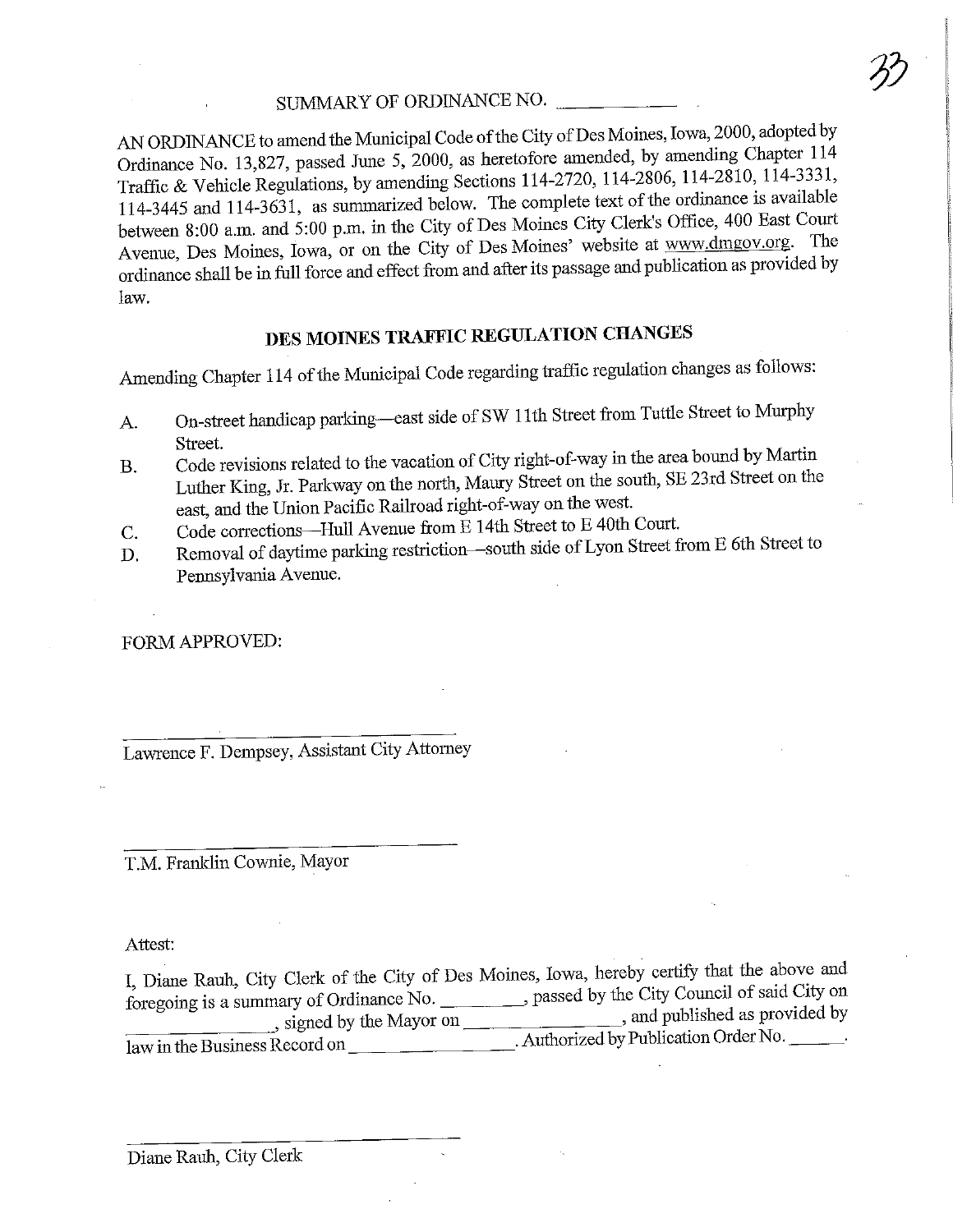SUMMARY OF ORDINANCE NO. ___________

AN ORDINANCE to amend the Municipal Code of the City of Des Moines, Iowa, 2000, adopted by Ordinance No. 13,827, passed June 5, 2000, as heretofore amended, by amending Chapter 114 Traffic & Vehicle Regulations, by amending Sections 114-2720, 114-2806, 114-2810, 114-3331, 114-3445 and 114-3631, as summarized below. The complete text of the ordinance is available between 8:00 a.m. and 5:00 p.m. in the City of Des Moines City Clerk's Office, 400 East Court Avenue, Des Moines, Iowa, or on the City of Des Moines' website at www.dmgov.org. The ordinance shall be in full force and effect from and after its passage and publication as provided by law.

## DES MOINES TRAFFIC REGULATION CHANGES

Amending Chapter 114 of the Municipal Code regarding traffic regulation changes as follows:

A. On-street handicap parking—east side of SW 11th Street from Tuttle Street to Murphy Street.

B. Code revisions related to the vacation of City right-of-way in the area bound by Martin Luther King, Jr. Parkway on the north, Maury Street on the south, SE 23rd Street on the east, and the Union Pacific Railroad right-of-way on the west.

C. Code corrections—Hull Avenue from E 14th Street to E 40th Court.

D. Removal of daytime parking restriction—south side of Lyon Street from E 6th Street to Pennsylvania Avenue.

FORM APPROVED:

___________________________

Lawrence F. Dempsey, Assistant City Attorney

___________________________

T.M. Franklin Cownie, Mayor

Attest:

I, Diane Rauh, City Clerk of the City of Des Moines, Iowa, hereby certify that the above and foregoing is a summary of Ordinance No. ________, passed by the City Council of said City on ______________, signed by the Mayor on ______________, and published as provided by law in the Business Record on ______________. Authorized by Publication Order No. ______.

___________________________

Diane Rauh, City Clerk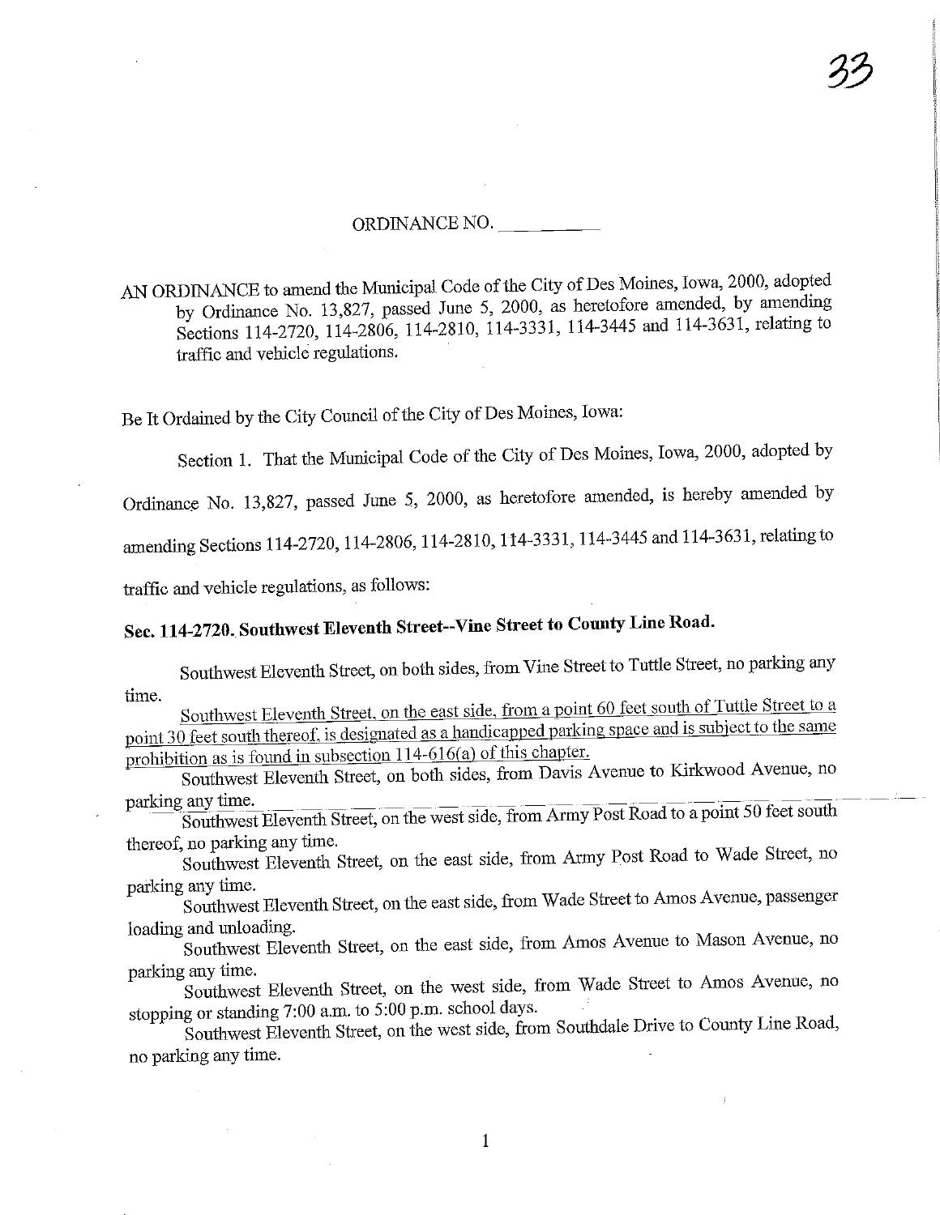ORDINANCE NO. \_\_\_\_\_\_\_\_\_\_

AN ORDINANCE to amend the Municipal Code of the City of Des Moines, Iowa, 2000, adopted by Ordinance No. 13,827, passed June 5, 2000, as heretofore amended, by amending Sections 114-2720, 114-2806, 114-2810, 114-3331, 114-3445 and 114-3631, relating to traffic and vehicle regulations.

Be It Ordained by the City Council of the City of Des Moines, Iowa:

Section 1. That the Municipal Code of the City of Des Moines, Iowa, 2000, adopted by Ordinance No. 13,827, passed June 5, 2000, as heretofore amended, is hereby amended by amending Sections 114-2720, 114-2806, 114-2810, 114-3331, 114-3445 and 114-3631, relating to traffic and vehicle regulations, as follows:

**Sec. 114-2720. Southwest Eleventh Street--Vine Street to County Line Road.**

Southwest Eleventh Street, on both sides, from Vine Street to Tuttle Street, no parking any time.

<u>Southwest Eleventh Street, on the east side, from a point 60 feet south of Tuttle Street to a point 30 feet south thereof, is designated as a handicapped parking space and is subject to the same prohibition as is found in subsection 114-616(a) of this chapter.</u>

Southwest Eleventh Street, on both sides, from Davis Avenue to Kirkwood Avenue, no parking any time.

Southwest Eleventh Street, on the west side, from Army Post Road to a point 50 feet south thereof, no parking any time.

Southwest Eleventh Street, on the east side, from Army Post Road to Wade Street, no parking any time.

Southwest Eleventh Street, on the east side, from Wade Street to Amos Avenue, passenger loading and unloading.

Southwest Eleventh Street, on the east side, from Amos Avenue to Mason Avenue, no parking any time.

Southwest Eleventh Street, on the west side, from Wade Street to Amos Avenue, no stopping or standing 7:00 a.m. to 5:00 p.m. school days.

Southwest Eleventh Street, on the west side, from Southdale Drive to County Line Road, no parking any time.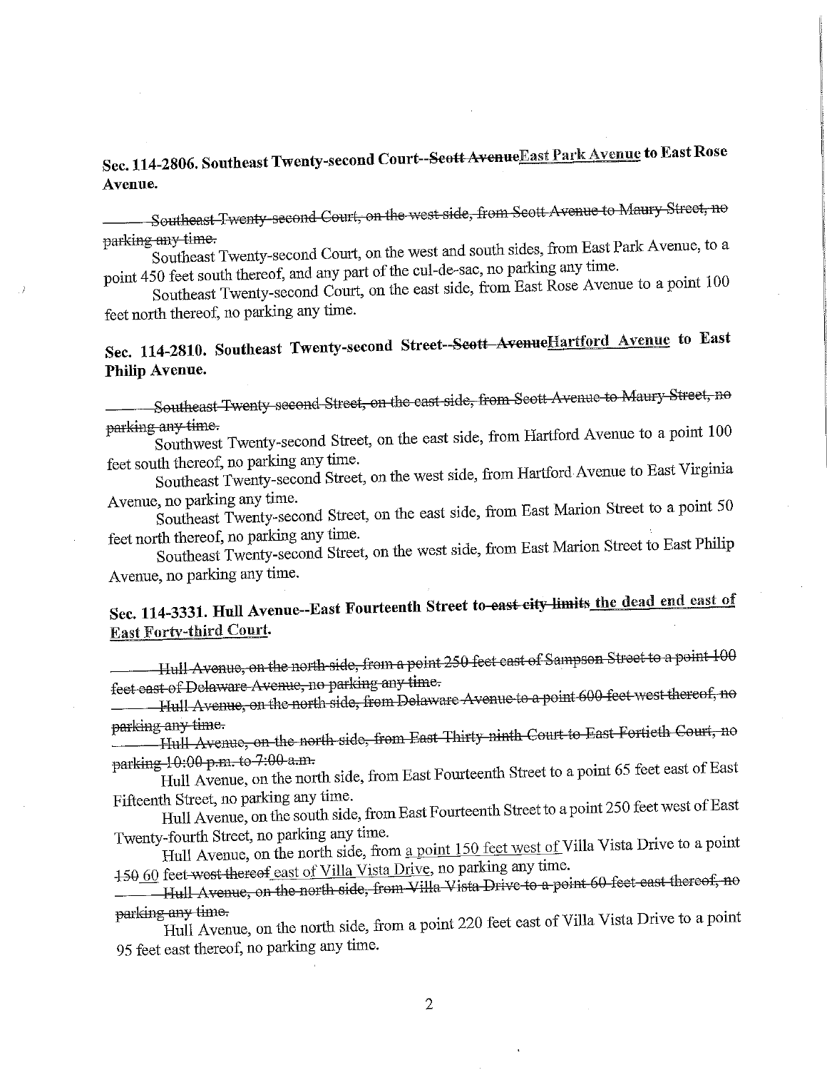## Sec. 114-2806. Southeast Twenty-second Court--~~Scott Avenue~~<u>East Park Avenue</u> to East Rose Avenue.

~~Southeast Twenty-second Court, on the west side, from Scott Avenue to Maury Street, no parking any time.~~

Southeast Twenty-second Court, on the west and south sides, from East Park Avenue, to a point 450 feet south thereof, and any part of the cul-de-sac, no parking any time.

Southeast Twenty-second Court, on the east side, from East Rose Avenue to a point 100 feet north thereof, no parking any time.

## Sec. 114-2810. Southeast Twenty-second Street--~~Scott Avenue~~<u>Hartford Avenue</u> to East Philip Avenue.

~~Southeast Twenty-second Street, on the east side, from Scott Avenue to Maury Street, no parking any time.~~

Southwest Twenty-second Street, on the east side, from Hartford Avenue to a point 100 feet south thereof, no parking any time.

Southeast Twenty-second Street, on the west side, from Hartford Avenue to East Virginia Avenue, no parking any time.

Southeast Twenty-second Street, on the east side, from East Marion Street to a point 50 feet north thereof, no parking any time.

Southeast Twenty-second Street, on the west side, from East Marion Street to East Philip Avenue, no parking any time.

## Sec. 114-3331. Hull Avenue--East Fourteenth Street to ~~east city limits~~ <u>the dead end east of East Forty-third Court</u>.

~~Hull Avenue, on the north side, from a point 250 feet east of Sampson Street to a point 100 feet east of Delaware Avenue, no parking any time.~~

~~Hull Avenue, on the north side, from Delaware Avenue to a point 600 feet west thereof, no parking any time.~~

~~Hull Avenue, on the north side, from East Thirty-ninth Court to East Fortieth Court, no parking 10:00 p.m. to 7:00 a.m.~~

Hull Avenue, on the north side, from East Fourteenth Street to a point 65 feet east of East Fifteenth Street, no parking any time.

Hull Avenue, on the south side, from East Fourteenth Street to a point 250 feet west of East Twenty-fourth Street, no parking any time.

Hull Avenue, on the north side, from <u>a point 150 feet west of</u> Villa Vista Drive to a point ~~150~~ <u>60</u> feet ~~west thereof~~ <u>east of Villa Vista Drive</u>, no parking any time.

~~Hull Avenue, on the north side, from Villa Vista Drive to a point 60 feet east thereof, no parking any time.~~

Hull Avenue, on the north side, from a point 220 feet east of Villa Vista Drive to a point 95 feet east thereof, no parking any time.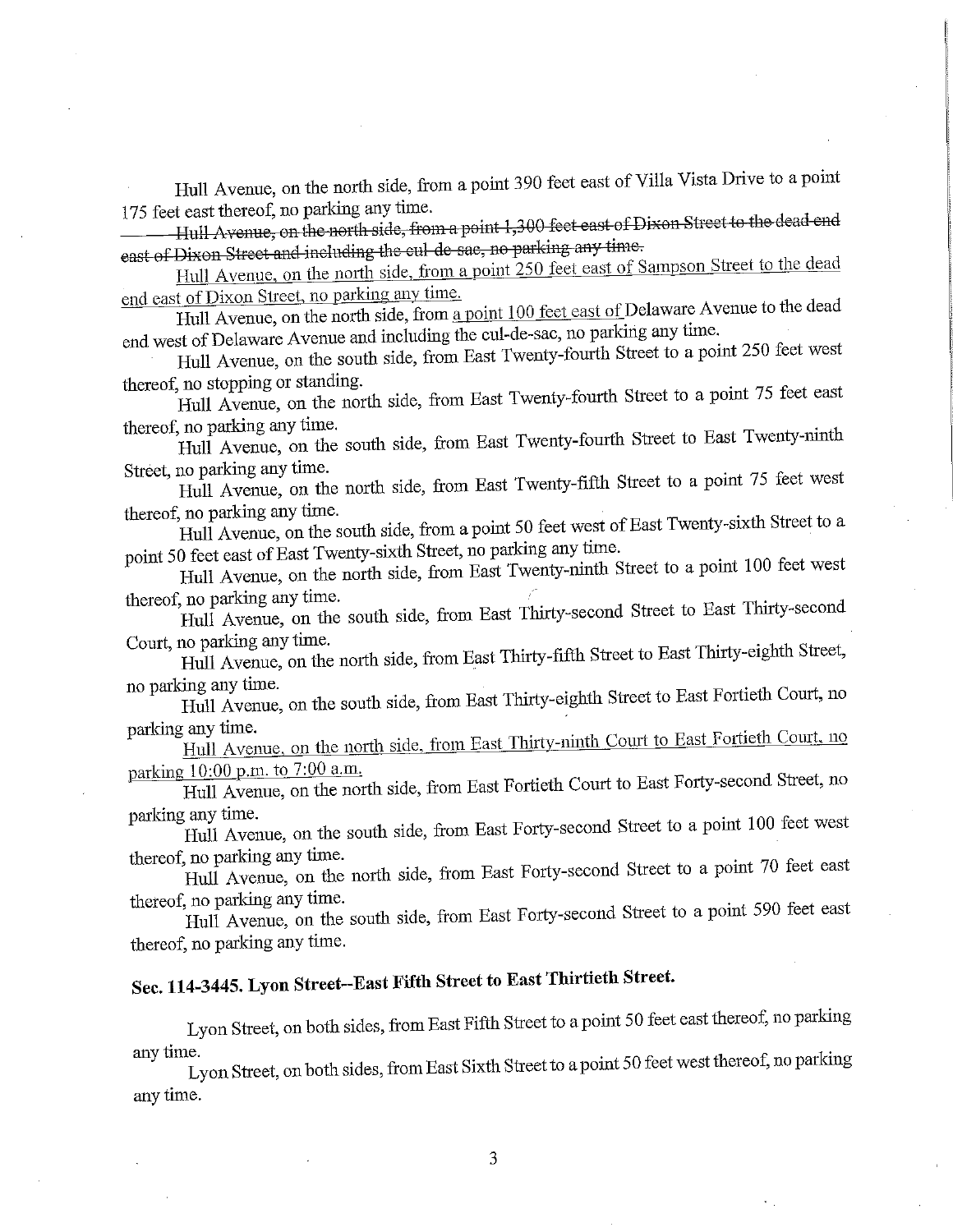Hull Avenue, on the north side, from a point 390 feet east of Villa Vista Drive to a point 175 feet east thereof, no parking any time.

~~Hull Avenue, on the north side, from a point 1,300 feet east of Dixon Street to the dead end east of Dixon Street and including the cul-de-sac, no parking any time.~~

<u>Hull Avenue, on the north side, from a point 250 feet east of Sampson Street to the dead end east of Dixon Street, no parking any time.</u>

Hull Avenue, on the north side, from <u>a point 100 feet east of</u> Delaware Avenue to the dead end west of Delaware Avenue and including the cul-de-sac, no parking any time.

Hull Avenue, on the south side, from East Twenty-fourth Street to a point 250 feet west thereof, no stopping or standing.

Hull Avenue, on the north side, from East Twenty-fourth Street to a point 75 feet east thereof, no parking any time.

Hull Avenue, on the south side, from East Twenty-fourth Street to East Twenty-ninth Street, no parking any time.

Hull Avenue, on the north side, from East Twenty-fifth Street to a point 75 feet west thereof, no parking any time.

Hull Avenue, on the south side, from a point 50 feet west of East Twenty-sixth Street to a point 50 feet east of East Twenty-sixth Street, no parking any time.

Hull Avenue, on the north side, from East Twenty-ninth Street to a point 100 feet west thereof, no parking any time.

Hull Avenue, on the south side, from East Thirty-second Street to East Thirty-second Court, no parking any time.

Hull Avenue, on the north side, from East Thirty-fifth Street to East Thirty-eighth Street, no parking any time.

Hull Avenue, on the south side, from East Thirty-eighth Street to East Fortieth Court, no parking any time.

<u>Hull Avenue, on the north side, from East Thirty-ninth Court to East Fortieth Court, no parking 10:00 p.m. to 7:00 a.m.</u>

Hull Avenue, on the north side, from East Fortieth Court to East Forty-second Street, no parking any time.

Hull Avenue, on the south side, from East Forty-second Street to a point 100 feet west thereof, no parking any time.

Hull Avenue, on the north side, from East Forty-second Street to a point 70 feet east thereof, no parking any time.

Hull Avenue, on the south side, from East Forty-second Street to a point 590 feet east thereof, no parking any time.

## Sec. 114-3445. Lyon Street--East Fifth Street to East Thirtieth Street.

Lyon Street, on both sides, from East Fifth Street to a point 50 feet east thereof, no parking any time.

Lyon Street, on both sides, from East Sixth Street to a point 50 feet west thereof, no parking any time.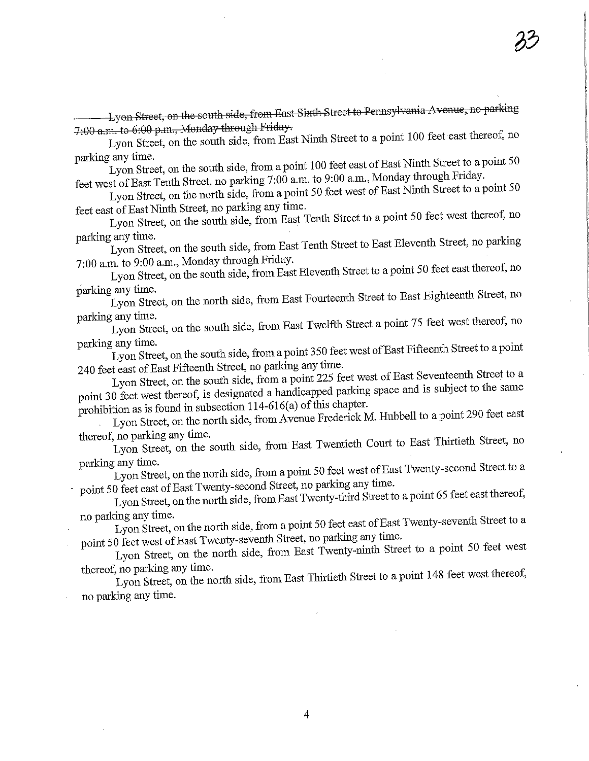~~Lyon Street, on the south side, from East Sixth Street to Pennsylvania Avenue, no parking 7:00 a.m. to 6:00 p.m., Monday through Friday.~~

Lyon Street, on the south side, from East Ninth Street to a point 100 feet east thereof, no parking any time.

Lyon Street, on the south side, from a point 100 feet east of East Ninth Street to a point 50 feet west of East Tenth Street, no parking 7:00 a.m. to 9:00 a.m., Monday through Friday.

Lyon Street, on the north side, from a point 50 feet west of East Ninth Street to a point 50 feet east of East Ninth Street, no parking any time.

Lyon Street, on the south side, from East Tenth Street to a point 50 feet west thereof, no parking any time.

Lyon Street, on the south side, from East Tenth Street to East Eleventh Street, no parking 7:00 a.m. to 9:00 a.m., Monday through Friday.

Lyon Street, on the south side, from East Eleventh Street to a point 50 feet east thereof, no parking any time.

Lyon Street, on the north side, from East Fourteenth Street to East Eighteenth Street, no parking any time.

Lyon Street, on the south side, from East Twelfth Street a point 75 feet west thereof, no parking any time.

Lyon Street, on the south side, from a point 350 feet west of East Fifteenth Street to a point 240 feet east of East Fifteenth Street, no parking any time.

Lyon Street, on the south side, from a point 225 feet west of East Seventeenth Street to a point 30 feet west thereof, is designated a handicapped parking space and is subject to the same prohibition as is found in subsection 114-616(a) of this chapter.

Lyon Street, on the north side, from Avenue Frederick M. Hubbell to a point 290 feet east thereof, no parking any time.

Lyon Street, on the south side, from East Twentieth Court to East Thirtieth Street, no parking any time.

Lyon Street, on the north side, from a point 50 feet west of East Twenty-second Street to a point 50 feet east of East Twenty-second Street, no parking any time.

Lyon Street, on the north side, from East Twenty-third Street to a point 65 feet east thereof, no parking any time.

Lyon Street, on the north side, from a point 50 feet east of East Twenty-seventh Street to a point 50 feet west of East Twenty-seventh Street, no parking any time.

Lyon Street, on the north side, from East Twenty-ninth Street to a point 50 feet west thereof, no parking any time.

Lyon Street, on the north side, from East Thirtieth Street to a point 148 feet west thereof, no parking any time.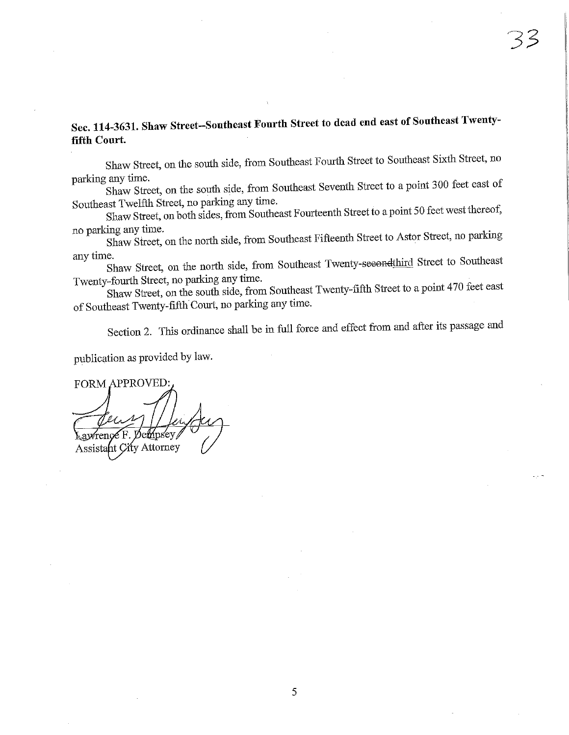**Sec. 114-3631. Shaw Street--Southeast Fourth Street to dead end east of Southeast Twenty-fifth Court.**

Shaw Street, on the south side, from Southeast Fourth Street to Southeast Sixth Street, no parking any time.

Shaw Street, on the south side, from Southeast Seventh Street to a point 300 feet east of Southeast Twelfth Street, no parking any time.

Shaw Street, on both sides, from Southeast Fourteenth Street to a point 50 feet west thereof, no parking any time.

Shaw Street, on the north side, from Southeast Fifteenth Street to Astor Street, no parking any time.

Shaw Street, on the north side, from Southeast Twenty-~~second~~<u>third</u> Street to Southeast Twenty-fourth Street, no parking any time.

Shaw Street, on the south side, from Southeast Twenty-fifth Street to a point 470 feet east of Southeast Twenty-fifth Court, no parking any time.

Section 2. This ordinance shall be in full force and effect from and after its passage and publication as provided by law.

FORM APPROVED:

Lawrence F. Dempsey
Assistant City Attorney